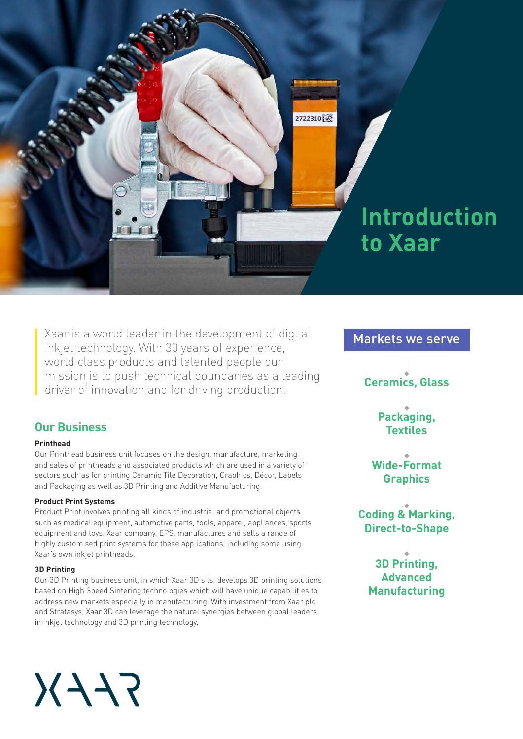# Introduction to Xaar

Xaar is a world leader in the development of digital inkjet technology. With 30 years of experience, world class products and talented people our mission is to push technical boundaries as a leading driver of innovation and for driving production.

## Our Business

**Printhead**

Our Printhead business unit focuses on the design, manufacture, marketing and sales of printheads and associated products which are used in a variety of sectors such as for printing Ceramic Tile Decoration, Graphics, Décor, Labels and Packaging as well as 3D Printing and Additive Manufacturing.

**Product Print Systems**

Product Print involves printing all kinds of industrial and promotional objects such as medical equipment, automotive parts, tools, apparel, appliances, sports equipment and toys. Xaar company, EPS, manufactures and sells a range of highly customised print systems for these applications, including some using Xaar's own inkjet printheads.

**3D Printing**

Our 3D Printing business unit, in which Xaar 3D sits, develops 3D printing solutions based on High Speed Sintering technologies which will have unique capabilities to address new markets especially in manufacturing. With investment from Xaar plc and Stratasys, Xaar 3D can leverage the natural synergies between global leaders in inkjet technology and 3D printing technology.

## Markets we serve

- Ceramics, Glass
- Packaging, Textiles
- Wide-Format Graphics
- Coding & Marking, Direct-to-Shape
- 3D Printing, Advanced Manufacturing

XAAR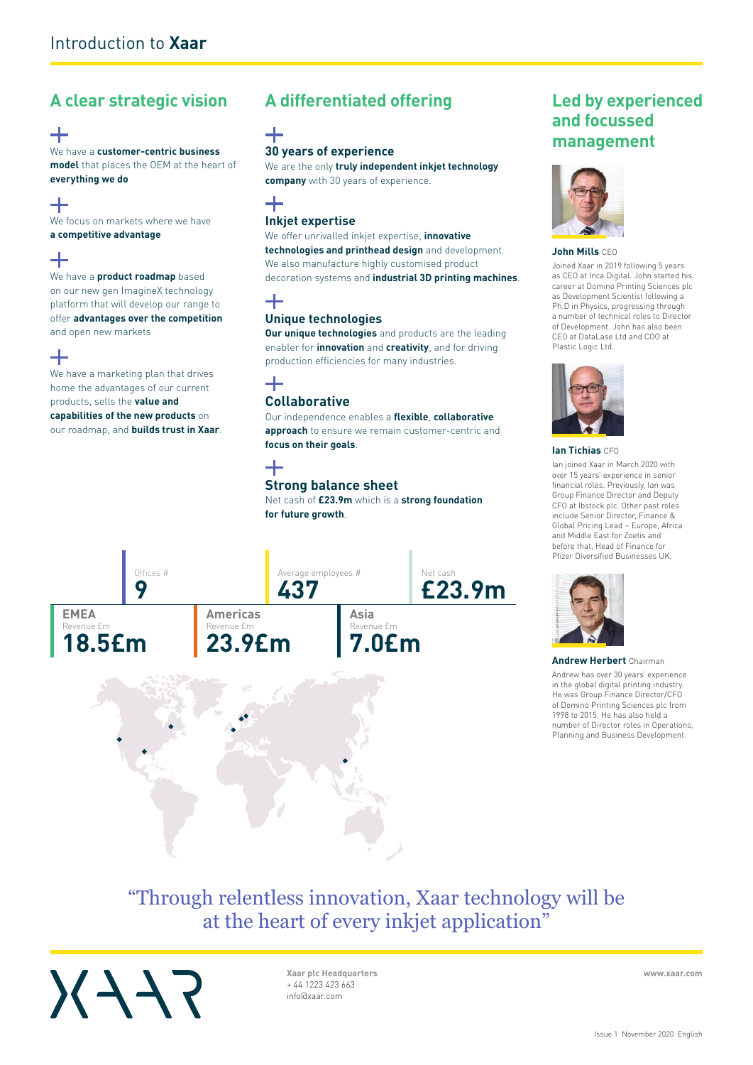# Introduction to **Xaar**

## A clear strategic vision

We have a **customer-centric business model** that places the OEM at the heart of **everything we do**

We focus on markets where we have **a competitive advantage**

We have a **product roadmap** based on our new gen ImagineX technology platform that will develop our range to offer **advantages over the competition** and open new markets

We have a marketing plan that drives home the advantages of our current products, sells the **value and capabilities of the new products** on our roadmap, and **builds trust in Xaar**.

## A differentiated offering

### 30 years of experience

We are the only **truly independent inkjet technology company** with 30 years of experience.

### Inkjet expertise

We offer unrivalled inkjet expertise, **innovative technologies and printhead design** and development. We also manufacture highly customised product decoration systems and **industrial 3D printing machines**.

### Unique technologies

**Our unique technologies** and products are the leading enabler for **innovation** and **creativity**, and for driving production efficiencies for many industries.

### Collaborative

Our independence enables a **flexible**, **collaborative approach** to ensure we remain customer-centric and **focus on their goals**.

### Strong balance sheet

Net cash of **£23.9m** which is a **strong foundation for future growth**.

Offices #
**9**

Average employees #
**437**

Net cash
**£23.9m**

**EMEA**
Revenue £m
**18.5£m**

**Americas**
Revenue £m
**23.9£m**

**Asia**
Revenue £m
**7.0£m**

## Led by experienced and focussed management

**John Mills** CEO

Joined Xaar in 2019 following 5 years as CEO at Inca Digital. John started his career at Domino Printing Sciences plc as Development Scientist following a Ph.D in Physics, progressing through a number of technical roles to Director of Development. John has also been CEO at DataLase Ltd and COO at Plastic Logic Ltd.

**Ian Tichias** CFO

Ian joined Xaar in March 2020 with over 15 years' experience in senior financial roles. Previously, Ian was Group Finance Director and Deputy CFO at Ibstock plc. Other past roles include Senior Director, Finance & Global Pricing Lead – Europe, Africa and Middle East for Zoetis and before that, Head of Finance for Pfizer Diversified Businesses UK.

**Andrew Herbert** Chairman

Andrew has over 30 years' experience in the global digital printing industry. He was Group Finance Director/CFO of Domino Printing Sciences plc from 1998 to 2015. He has also held a number of Director roles in Operations, Planning and Business Development.

"Through relentless innovation, Xaar technology will be at the heart of every inkjet application"

XAAR

**Xaar plc Headquarters**
+ 44 1223 423 663
info@xaar.com

**www.xaar.com**

Issue 1 November 2020 English